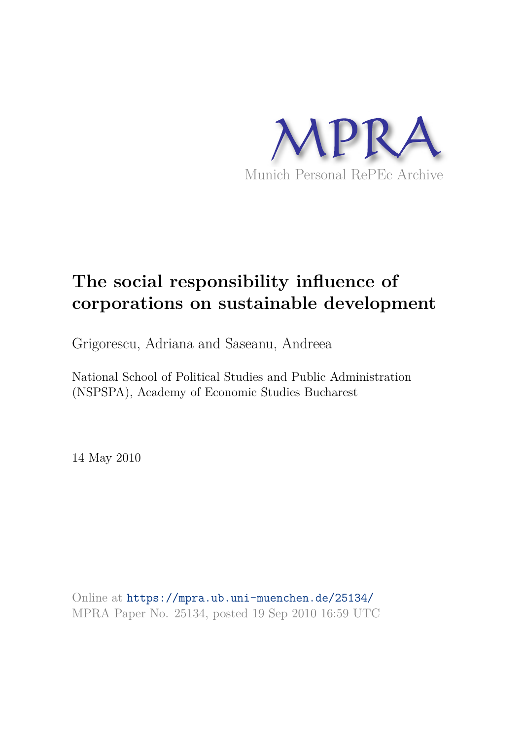MPRA

Munich Personal RePEc Archive

# The social responsibility influence of corporations on sustainable development

Grigorescu, Adriana and Saseanu, Andreea

National School of Political Studies and Public Administration (NSPSPA), Academy of Economic Studies Bucharest

14 May 2010

Online at https://mpra.ub.uni-muenchen.de/25134/
MPRA Paper No. 25134, posted 19 Sep 2010 16:59 UTC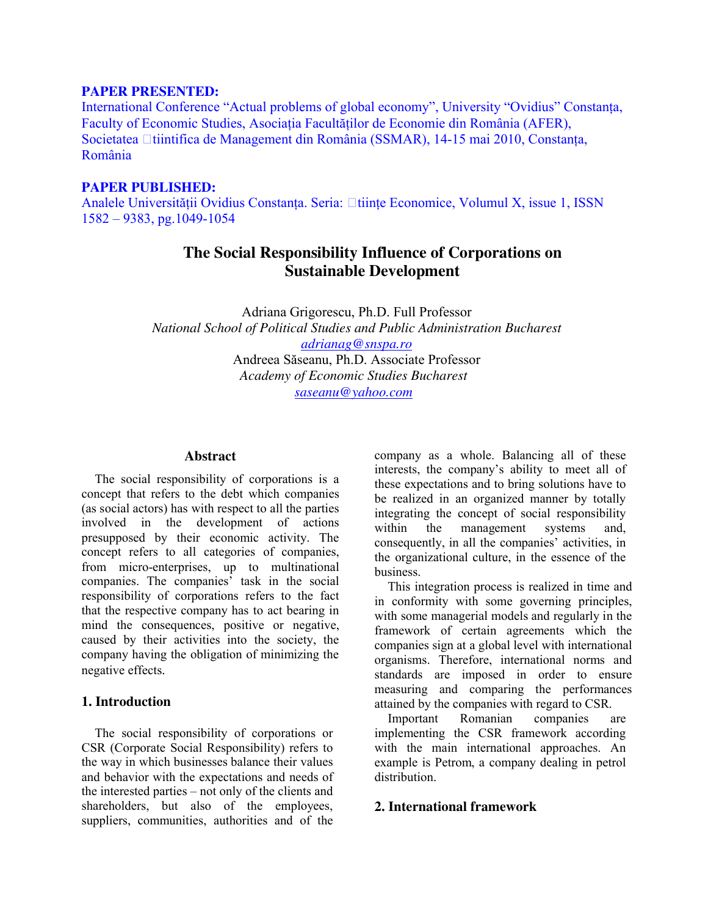**PAPER PRESENTED:**

International Conference "Actual problems of global economy", University "Ovidius" Constanța, Faculty of Economic Studies, Asociația Facultăților de Economie din România (AFER), Societatea Științifica de Management din România (SSMAR), 14-15 mai 2010, Constanța, România

**PAPER PUBLISHED:**

Analele Universității Ovidius Constanța. Seria: Științe Economice, Volumul X, issue 1, ISSN 1582 – 9383, pg.1049-1054

# The Social Responsibility Influence of Corporations on Sustainable Development

Adriana Grigorescu, Ph.D. Full Professor
*National School of Political Studies and Public Administration Bucharest*
*adrianag@snspa.ro*
Andreea Săseanu, Ph.D. Associate Professor
*Academy of Economic Studies Bucharest*
*saseanu@yahoo.com*

### Abstract

The social responsibility of corporations is a concept that refers to the debt which companies (as social actors) has with respect to all the parties involved in the development of actions presupposed by their economic activity. The concept refers to all categories of companies, from micro-enterprises, up to multinational companies. The companies' task in the social responsibility of corporations refers to the fact that the respective company has to act bearing in mind the consequences, positive or negative, caused by their activities into the society, the company having the obligation of minimizing the negative effects.

## 1. Introduction

The social responsibility of corporations or CSR (Corporate Social Responsibility) refers to the way in which businesses balance their values and behavior with the expectations and needs of the interested parties – not only of the clients and shareholders, but also of the employees, suppliers, communities, authorities and of the company as a whole. Balancing all of these interests, the company's ability to meet all of these expectations and to bring solutions have to be realized in an organized manner by totally integrating the concept of social responsibility within the management systems and, consequently, in all the companies' activities, in the organizational culture, in the essence of the business.

This integration process is realized in time and in conformity with some governing principles, with some managerial models and regularly in the framework of certain agreements which the companies sign at a global level with international organisms. Therefore, international norms and standards are imposed in order to ensure measuring and comparing the performances attained by the companies with regard to CSR.

Important Romanian companies are implementing the CSR framework according with the main international approaches. An example is Petrom, a company dealing in petrol distribution.

## 2. International framework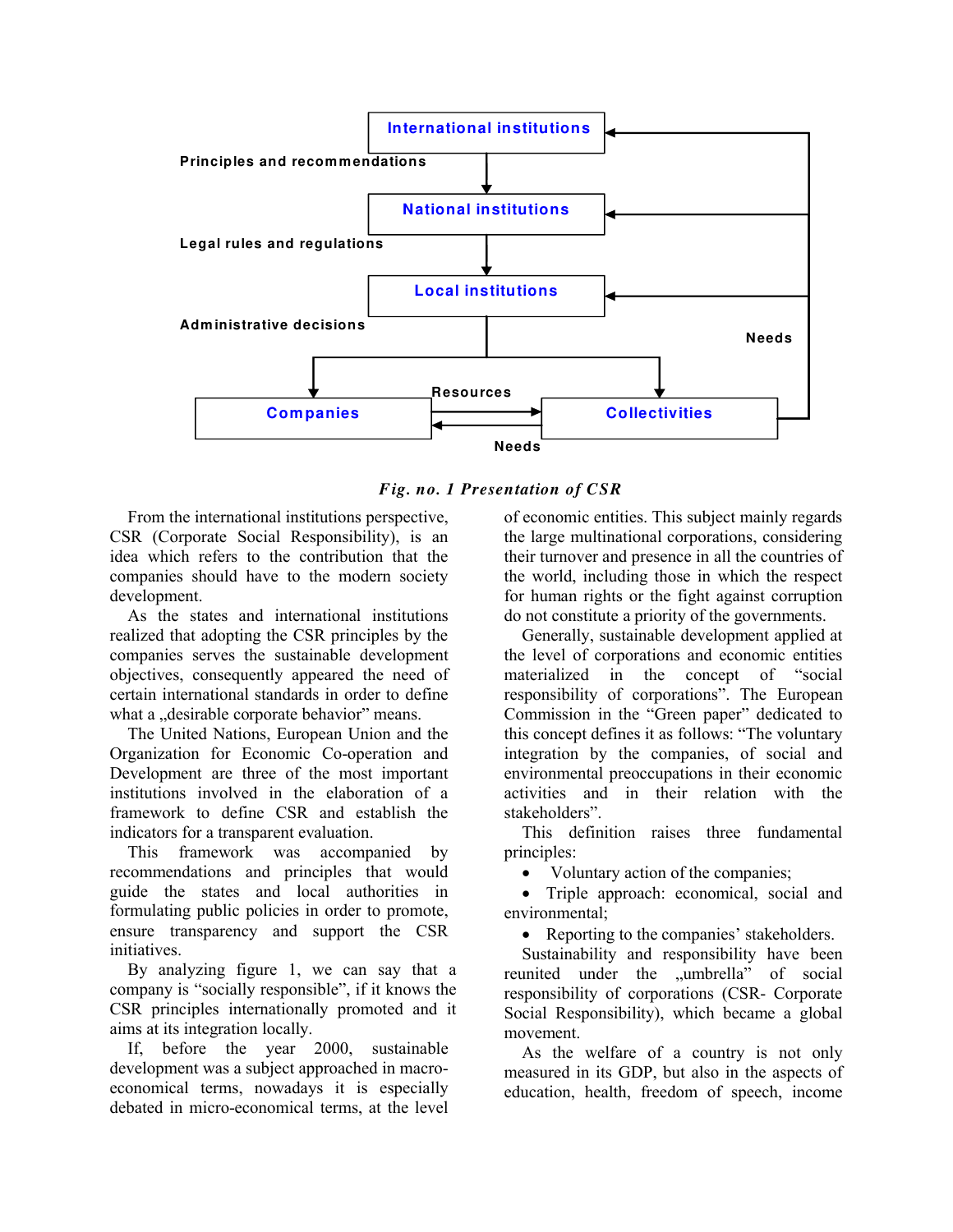International institutions

Principles and recommendations

National institutions

Legal rules and regulations

Local institutions

Administrative decisions

Needs

Resources

Companies

Collectivities

Needs

***Fig. no. 1 Presentation of CSR***

From the international institutions perspective, CSR (Corporate Social Responsibility), is an idea which refers to the contribution that the companies should have to the modern society development.

As the states and international institutions realized that adopting the CSR principles by the companies serves the sustainable development objectives, consequently appeared the need of certain international standards in order to define what a „desirable corporate behavior" means.

The United Nations, European Union and the Organization for Economic Co-operation and Development are three of the most important institutions involved in the elaboration of a framework to define CSR and establish the indicators for a transparent evaluation.

This framework was accompanied by recommendations and principles that would guide the states and local authorities in formulating public policies in order to promote, ensure transparency and support the CSR initiatives.

By analyzing figure 1, we can say that a company is "socially responsible", if it knows the CSR principles internationally promoted and it aims at its integration locally.

If, before the year 2000, sustainable development was a subject approached in macro-economical terms, nowadays it is especially debated in micro-economical terms, at the level of economic entities. This subject mainly regards the large multinational corporations, considering their turnover and presence in all the countries of the world, including those in which the respect for human rights or the fight against corruption do not constitute a priority of the governments.

Generally, sustainable development applied at the level of corporations and economic entities materialized in the concept of "social responsibility of corporations". The European Commission in the "Green paper" dedicated to this concept defines it as follows: "The voluntary integration by the companies, of social and environmental preoccupations in their economic activities and in their relation with the stakeholders".

This definition raises three fundamental principles:

- Voluntary action of the companies;
- Triple approach: economical, social and environmental;
- Reporting to the companies' stakeholders.

Sustainability and responsibility have been reunited under the „umbrella" of social responsibility of corporations (CSR- Corporate Social Responsibility), which became a global movement.

As the welfare of a country is not only measured in its GDP, but also in the aspects of education, health, freedom of speech, income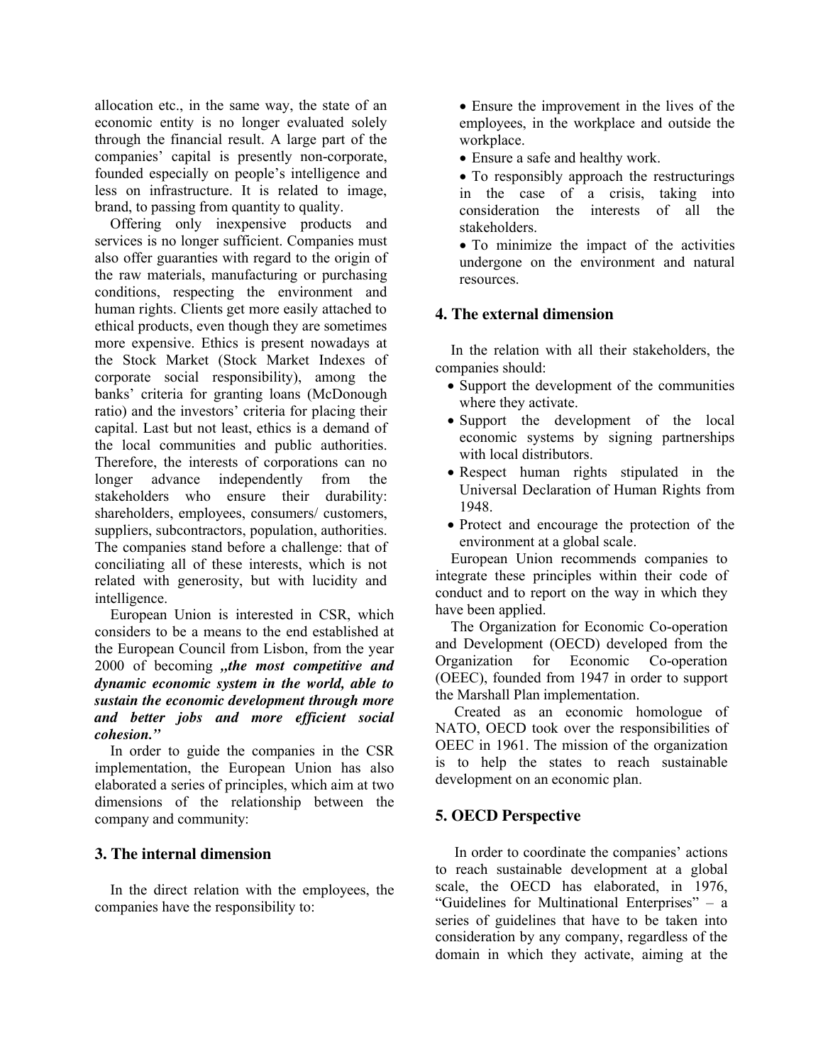allocation etc., in the same way, the state of an economic entity is no longer evaluated solely through the financial result. A large part of the companies' capital is presently non-corporate, founded especially on people's intelligence and less on infrastructure. It is related to image, brand, to passing from quantity to quality.

Offering only inexpensive products and services is no longer sufficient. Companies must also offer guaranties with regard to the origin of the raw materials, manufacturing or purchasing conditions, respecting the environment and human rights. Clients get more easily attached to ethical products, even though they are sometimes more expensive. Ethics is present nowadays at the Stock Market (Stock Market Indexes of corporate social responsibility), among the banks' criteria for granting loans (McDonough ratio) and the investors' criteria for placing their capital. Last but not least, ethics is a demand of the local communities and public authorities. Therefore, the interests of corporations can no longer advance independently from the stakeholders who ensure their durability: shareholders, employees, consumers/ customers, suppliers, subcontractors, population, authorities. The companies stand before a challenge: that of conciliating all of these interests, which is not related with generosity, but with lucidity and intelligence.

European Union is interested in CSR, which considers to be a means to the end established at the European Council from Lisbon, from the year 2000 of becoming ***„the most competitive and dynamic economic system in the world, able to sustain the economic development through more and better jobs and more efficient social cohesion."***

In order to guide the companies in the CSR implementation, the European Union has also elaborated a series of principles, which aim at two dimensions of the relationship between the company and community:

## 3. The internal dimension

In the direct relation with the employees, the companies have the responsibility to:

- Ensure the improvement in the lives of the employees, in the workplace and outside the workplace.
- Ensure a safe and healthy work.
- To responsibly approach the restructurings in the case of a crisis, taking into consideration the interests of all the stakeholders.
- To minimize the impact of the activities undergone on the environment and natural resources.

## 4. The external dimension

In the relation with all their stakeholders, the companies should:

- Support the development of the communities where they activate.
- Support the development of the local economic systems by signing partnerships with local distributors.
- Respect human rights stipulated in the Universal Declaration of Human Rights from 1948.
- Protect and encourage the protection of the environment at a global scale.

European Union recommends companies to integrate these principles within their code of conduct and to report on the way in which they have been applied.

The Organization for Economic Co-operation and Development (OECD) developed from the Organization for Economic Co-operation (OEEC), founded from 1947 in order to support the Marshall Plan implementation.

Created as an economic homologue of NATO, OECD took over the responsibilities of OEEC in 1961. The mission of the organization is to help the states to reach sustainable development on an economic plan.

## 5. OECD Perspective

In order to coordinate the companies' actions to reach sustainable development at a global scale, the OECD has elaborated, in 1976, "Guidelines for Multinational Enterprises" – a series of guidelines that have to be taken into consideration by any company, regardless of the domain in which they activate, aiming at the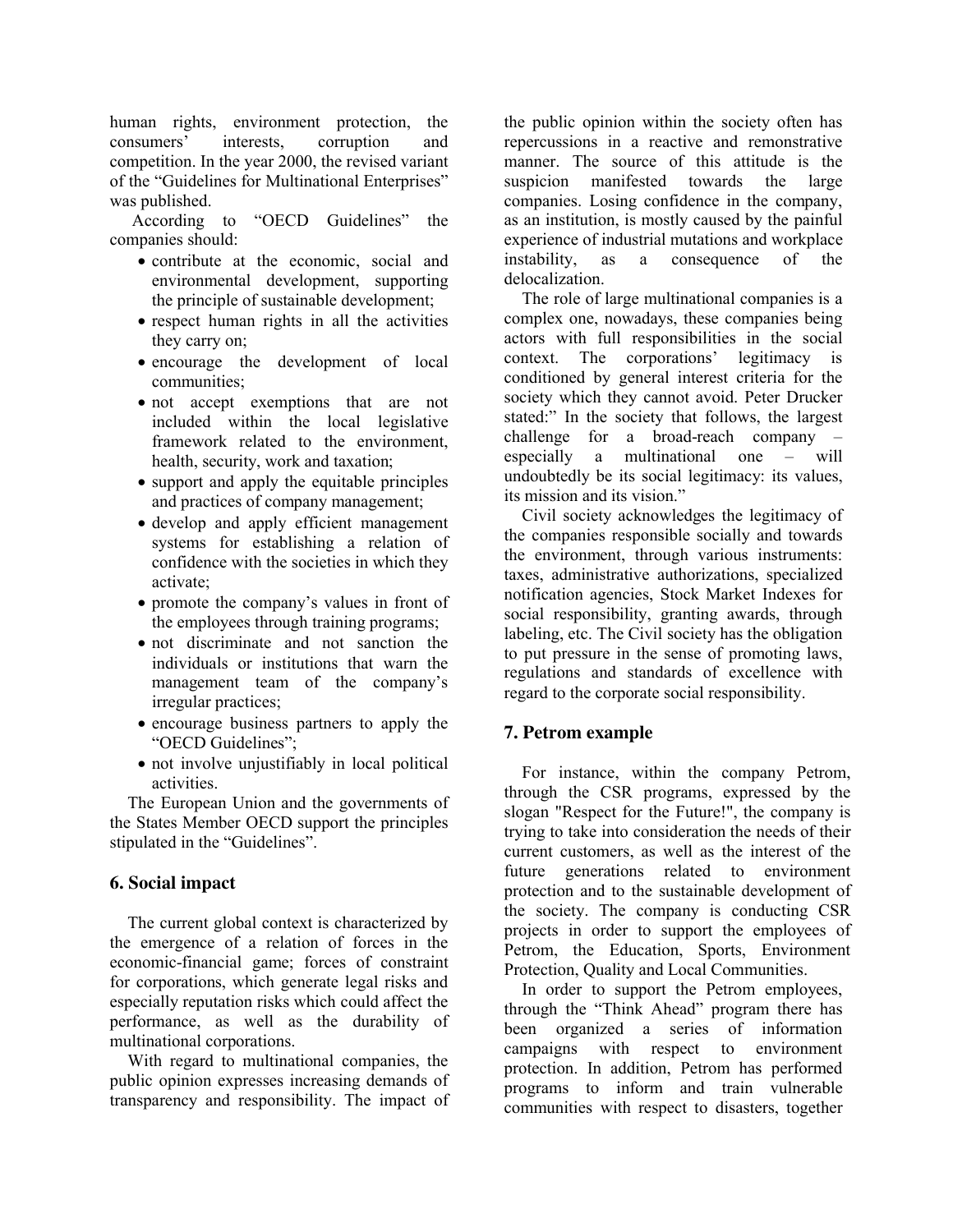human rights, environment protection, the consumers' interests, corruption and competition. In the year 2000, the revised variant of the "Guidelines for Multinational Enterprises" was published.

According to "OECD Guidelines" the companies should:

- contribute at the economic, social and environmental development, supporting the principle of sustainable development;
- respect human rights in all the activities they carry on;
- encourage the development of local communities;
- not accept exemptions that are not included within the local legislative framework related to the environment, health, security, work and taxation;
- support and apply the equitable principles and practices of company management;
- develop and apply efficient management systems for establishing a relation of confidence with the societies in which they activate;
- promote the company's values in front of the employees through training programs;
- not discriminate and not sanction the individuals or institutions that warn the management team of the company's irregular practices;
- encourage business partners to apply the "OECD Guidelines";
- not involve unjustifiably in local political activities.

The European Union and the governments of the States Member OECD support the principles stipulated in the "Guidelines".

## 6. Social impact

The current global context is characterized by the emergence of a relation of forces in the economic-financial game; forces of constraint for corporations, which generate legal risks and especially reputation risks which could affect the performance, as well as the durability of multinational corporations.

With regard to multinational companies, the public opinion expresses increasing demands of transparency and responsibility. The impact of the public opinion within the society often has repercussions in a reactive and remonstrative manner. The source of this attitude is the suspicion manifested towards the large companies. Losing confidence in the company, as an institution, is mostly caused by the painful experience of industrial mutations and workplace instability, as a consequence of the delocalization.

The role of large multinational companies is a complex one, nowadays, these companies being actors with full responsibilities in the social context. The corporations' legitimacy is conditioned by general interest criteria for the society which they cannot avoid. Peter Drucker stated:" In the society that follows, the largest challenge for a broad-reach company – especially a multinational one – will undoubtedly be its social legitimacy: its values, its mission and its vision."

Civil society acknowledges the legitimacy of the companies responsible socially and towards the environment, through various instruments: taxes, administrative authorizations, specialized notification agencies, Stock Market Indexes for social responsibility, granting awards, through labeling, etc. The Civil society has the obligation to put pressure in the sense of promoting laws, regulations and standards of excellence with regard to the corporate social responsibility.

## 7. Petrom example

For instance, within the company Petrom, through the CSR programs, expressed by the slogan "Respect for the Future!", the company is trying to take into consideration the needs of their current customers, as well as the interest of the future generations related to environment protection and to the sustainable development of the society. The company is conducting CSR projects in order to support the employees of Petrom, the Education, Sports, Environment Protection, Quality and Local Communities.

In order to support the Petrom employees, through the "Think Ahead" program there has been organized a series of information campaigns with respect to environment protection. In addition, Petrom has performed programs to inform and train vulnerable communities with respect to disasters, together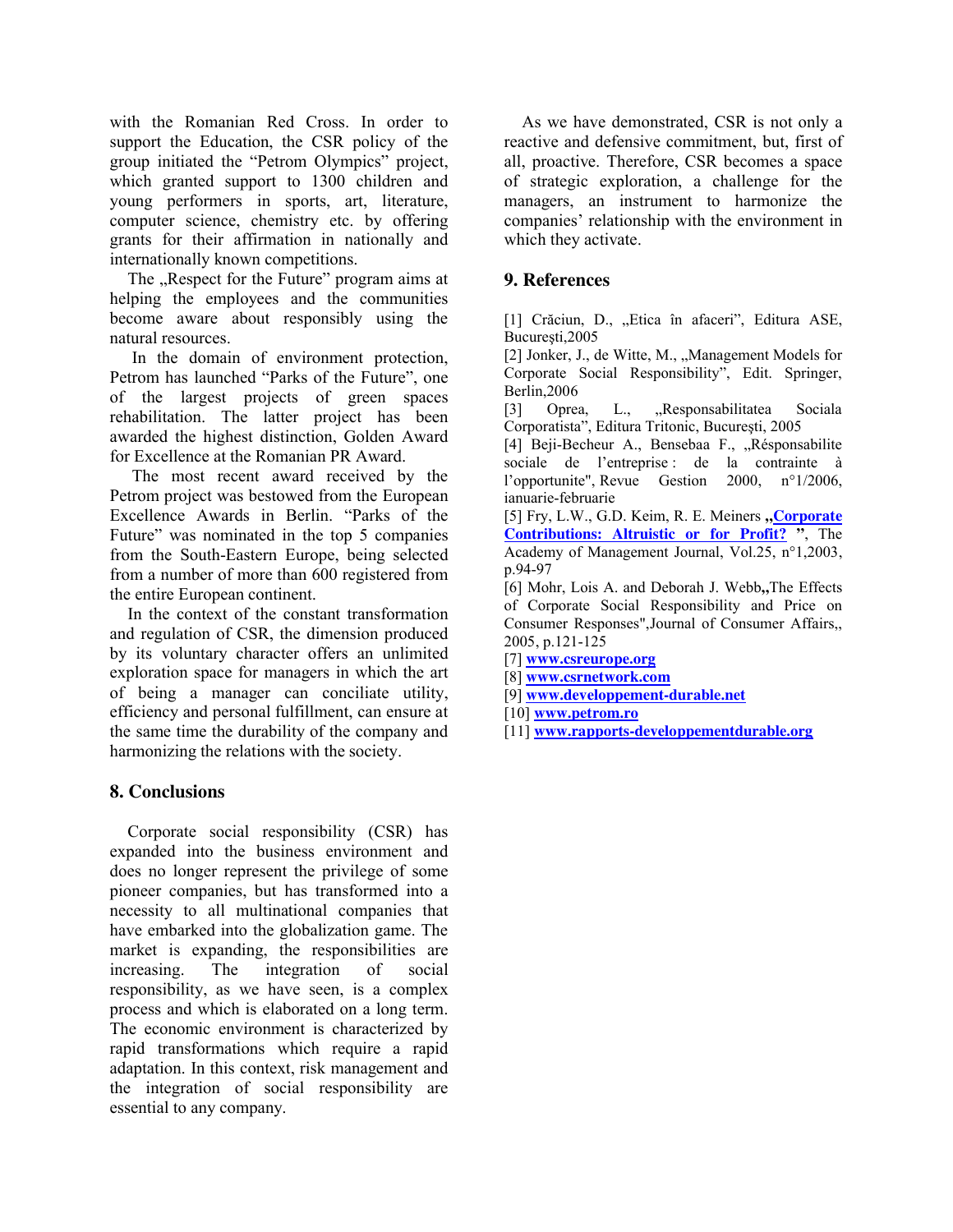with the Romanian Red Cross. In order to support the Education, the CSR policy of the group initiated the "Petrom Olympics" project, which granted support to 1300 children and young performers in sports, art, literature, computer science, chemistry etc. by offering grants for their affirmation in nationally and internationally known competitions.

The „Respect for the Future" program aims at helping the employees and the communities become aware about responsibly using the natural resources.

In the domain of environment protection, Petrom has launched "Parks of the Future", one of the largest projects of green spaces rehabilitation. The latter project has been awarded the highest distinction, Golden Award for Excellence at the Romanian PR Award.

The most recent award received by the Petrom project was bestowed from the European Excellence Awards in Berlin. "Parks of the Future" was nominated in the top 5 companies from the South-Eastern Europe, being selected from a number of more than 600 registered from the entire European continent.

In the context of the constant transformation and regulation of CSR, the dimension produced by its voluntary character offers an unlimited exploration space for managers in which the art of being a manager can conciliate utility, efficiency and personal fulfillment, can ensure at the same time the durability of the company and harmonizing the relations with the society.

## 8. Conclusions

Corporate social responsibility (CSR) has expanded into the business environment and does no longer represent the privilege of some pioneer companies, but has transformed into a necessity to all multinational companies that have embarked into the globalization game. The market is expanding, the responsibilities are increasing. The integration of social responsibility, as we have seen, is a complex process and which is elaborated on a long term. The economic environment is characterized by rapid transformations which require a rapid adaptation. In this context, risk management and the integration of social responsibility are essential to any company.

As we have demonstrated, CSR is not only a reactive and defensive commitment, but, first of all, proactive. Therefore, CSR becomes a space of strategic exploration, a challenge for the managers, an instrument to harmonize the companies' relationship with the environment in which they activate.

## 9. References

[1] Crăciun, D., „Etica în afaceri", Editura ASE, Bucureşti,2005

[2] Jonker, J., de Witte, M., „Management Models for Corporate Social Responsibility", Edit. Springer, Berlin,2006

[3] Oprea, L., „Responsabilitatea Sociala Corporatista", Editura Tritonic, Bucureşti, 2005

[4] Beji-Becheur A., Bensebaa F., „Résponsabilite sociale de l'entreprise : de la contrainte à l'opportunite", Revue Gestion 2000, n°1/2006, ianuarie-februarie

[5] Fry, L.W., G.D. Keim, R. E. Meiners **„Corporate Contributions: Altruistic or for Profit? "**, The Academy of Management Journal, Vol.25, n°1,2003, p.94-97

[6] Mohr, Lois A. and Deborah J. Webb**„**The Effects of Corporate Social Responsibility and Price on Consumer Responses",Journal of Consumer Affairs,, 2005, p.121-125

[7] **www.csreurope.org**

[8] **www.csrnetwork.com**

[9] **www.developpement-durable.net**

[10] **www.petrom.ro**

[11] **www.rapports-developpementdurable.org**